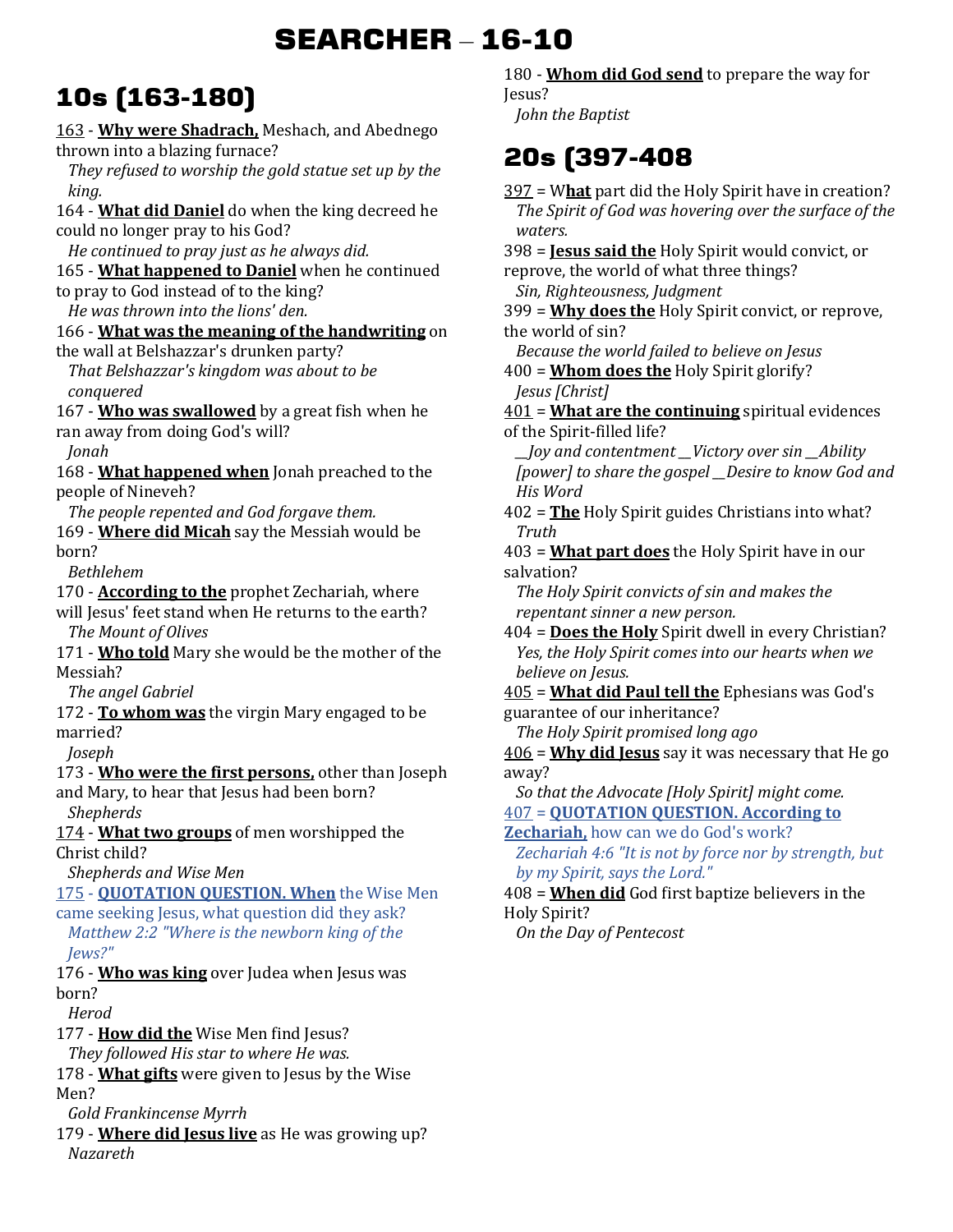# SEARCHER – 16-10

## 10s (163-180)

<u>163</u> - <u>**Why were Shadrach,**</u> Meshach, and Abednego thrown into a blazing furnace?
  *They refused to worship the gold statue set up by the king.*

164 - <u>**What did Daniel**</u> do when the king decreed he could no longer pray to his God?
  *He continued to pray just as he always did.*

165 - <u>**What happened to Daniel**</u> when he continued to pray to God instead of to the king?
  *He was thrown into the lions' den.*

166 - <u>**What was the meaning of the handwriting**</u> on the wall at Belshazzar's drunken party?
  *That Belshazzar's kingdom was about to be conquered*

167 - <u>**Who was swallowed**</u> by a great fish when he ran away from doing God's will?
  *Jonah*

168 - <u>**What happened when**</u> Jonah preached to the people of Nineveh?
  *The people repented and God forgave them.*

169 - <u>**Where did Micah**</u> say the Messiah would be born?
  *Bethlehem*

170 - <u>**According to the**</u> prophet Zechariah, where will Jesus' feet stand when He returns to the earth?
  *The Mount of Olives*

171 - <u>**Who told**</u> Mary she would be the mother of the Messiah?
  *The angel Gabriel*

172 - <u>**To whom was**</u> the virgin Mary engaged to be married?
  *Joseph*

173 - <u>**Who were the first persons,**</u> other than Joseph and Mary, to hear that Jesus had been born?
  *Shepherds*

<u>174</u> - <u>**What two groups**</u> of men worshipped the Christ child?
  *Shepherds and Wise Men*

<u>175</u> - <u>**QUOTATION QUESTION. When**</u> the Wise Men came seeking Jesus, what question did they ask?
  *Matthew 2:2 "Where is the newborn king of the Jews?"*

176 - <u>**Who was king**</u> over Judea when Jesus was born?
  *Herod*

177 - <u>**How did the**</u> Wise Men find Jesus?
  *They followed His star to where He was.*

178 - <u>**What gifts**</u> were given to Jesus by the Wise Men?
  *Gold Frankincense Myrrh*

179 - <u>**Where did Jesus live**</u> as He was growing up?
  *Nazareth*

180 - <u>**Whom did God send**</u> to prepare the way for Jesus?
  *John the Baptist*

## 20s (397-408

<u>397</u> = W<u>**hat**</u> part did the Holy Spirit have in creation?
  *The Spirit of God was hovering over the surface of the waters.*

398 = <u>**Jesus said the**</u> Holy Spirit would convict, or reprove, the world of what three things?
  *Sin, Righteousness, Judgment*

399 = <u>**Why does the**</u> Holy Spirit convict, or reprove, the world of sin?
  *Because the world failed to believe on Jesus*

400 = <u>**Whom does the**</u> Holy Spirit glorify?
  *Jesus [Christ]*

<u>401</u> = <u>**What are the continuing**</u> spiritual evidences of the Spirit-filled life?
  *__Joy and contentment __Victory over sin __Ability [power] to share the gospel __Desire to know God and His Word*

402 = <u>**The**</u> Holy Spirit guides Christians into what?
  *Truth*

403 = <u>**What part does**</u> the Holy Spirit have in our salvation?
  *The Holy Spirit convicts of sin and makes the repentant sinner a new person.*

404 = <u>**Does the Holy**</u> Spirit dwell in every Christian?
  *Yes, the Holy Spirit comes into our hearts when we believe on Jesus.*

<u>405</u> = <u>**What did Paul tell the**</u> Ephesians was God's guarantee of our inheritance?
  *The Holy Spirit promised long ago*

<u>406</u> = <u>**Why did Jesus**</u> say it was necessary that He go away?
  *So that the Advocate [Holy Spirit] might come.*

<u>407</u> = <u>**QUOTATION QUESTION. According to Zechariah,**</u> how can we do God's work?
  *Zechariah 4:6 "It is not by force nor by strength, but by my Spirit, says the Lord."*

408 = <u>**When did**</u> God first baptize believers in the Holy Spirit?
  *On the Day of Pentecost*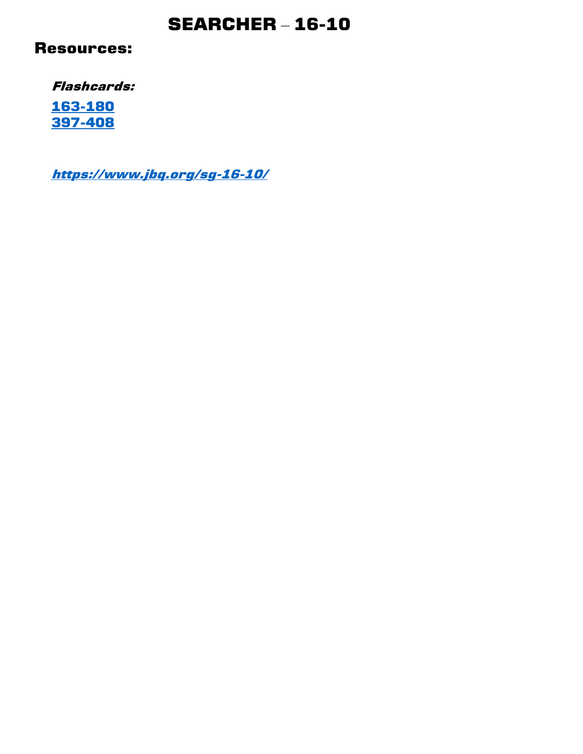# SEARCHER – 16-10

## Resources:

***Flashcards:***

**163-180**
**397-408**

***https://www.jbq.org/sg-16-10/***